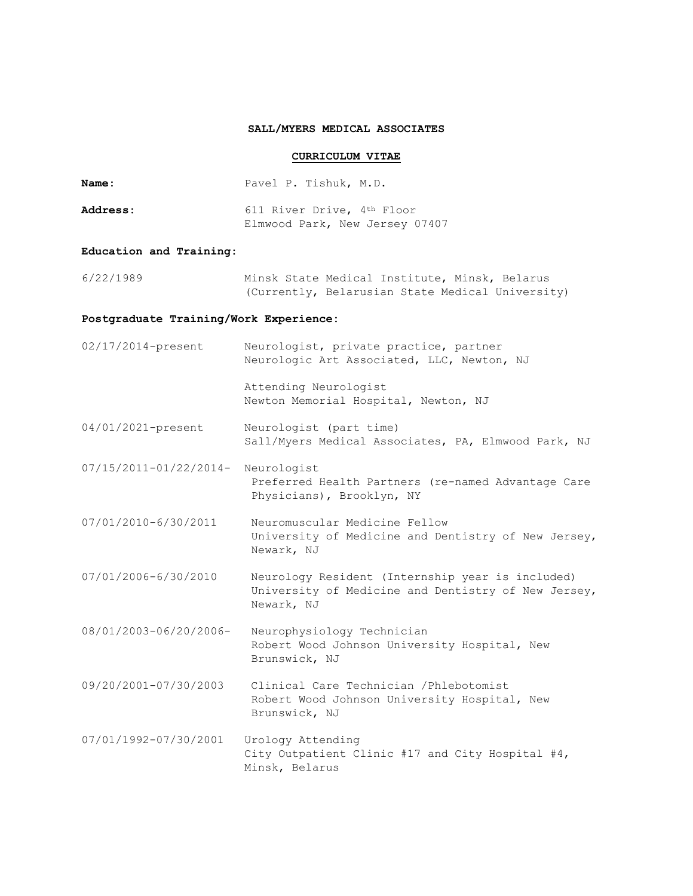**SALL/MYERS MEDICAL ASSOCIATES**

**CURRICULUM VITAE**

**Name:** Pavel P. Tishuk, M.D.

**Address:** 611 River Drive, 4th Floor
Elmwood Park, New Jersey 07407

**Education and Training:**

6/22/1989 — Minsk State Medical Institute, Minsk, Belarus
(Currently, Belarusian State Medical University)

**Postgraduate Training/Work Experience:**

02/17/2014-present — Neurologist, private practice, partner
Neurologic Art Associated, LLC, Newton, NJ

Attending Neurologist
Newton Memorial Hospital, Newton, NJ

04/01/2021-present — Neurologist (part time)
Sall/Myers Medical Associates, PA, Elmwood Park, NJ

07/15/2011-01/22/2014- Neurologist
Preferred Health Partners (re-named Advantage Care Physicians), Brooklyn, NY

07/01/2010-6/30/2011 — Neuromuscular Medicine Fellow
University of Medicine and Dentistry of New Jersey, Newark, NJ

07/01/2006-6/30/2010 — Neurology Resident (Internship year is included)
University of Medicine and Dentistry of New Jersey, Newark, NJ

08/01/2003-06/20/2006- Neurophysiology Technician
Robert Wood Johnson University Hospital, New Brunswick, NJ

09/20/2001-07/30/2003 — Clinical Care Technician /Phlebotomist
Robert Wood Johnson University Hospital, New Brunswick, NJ

07/01/1992-07/30/2001 — Urology Attending
City Outpatient Clinic #17 and City Hospital #4, Minsk, Belarus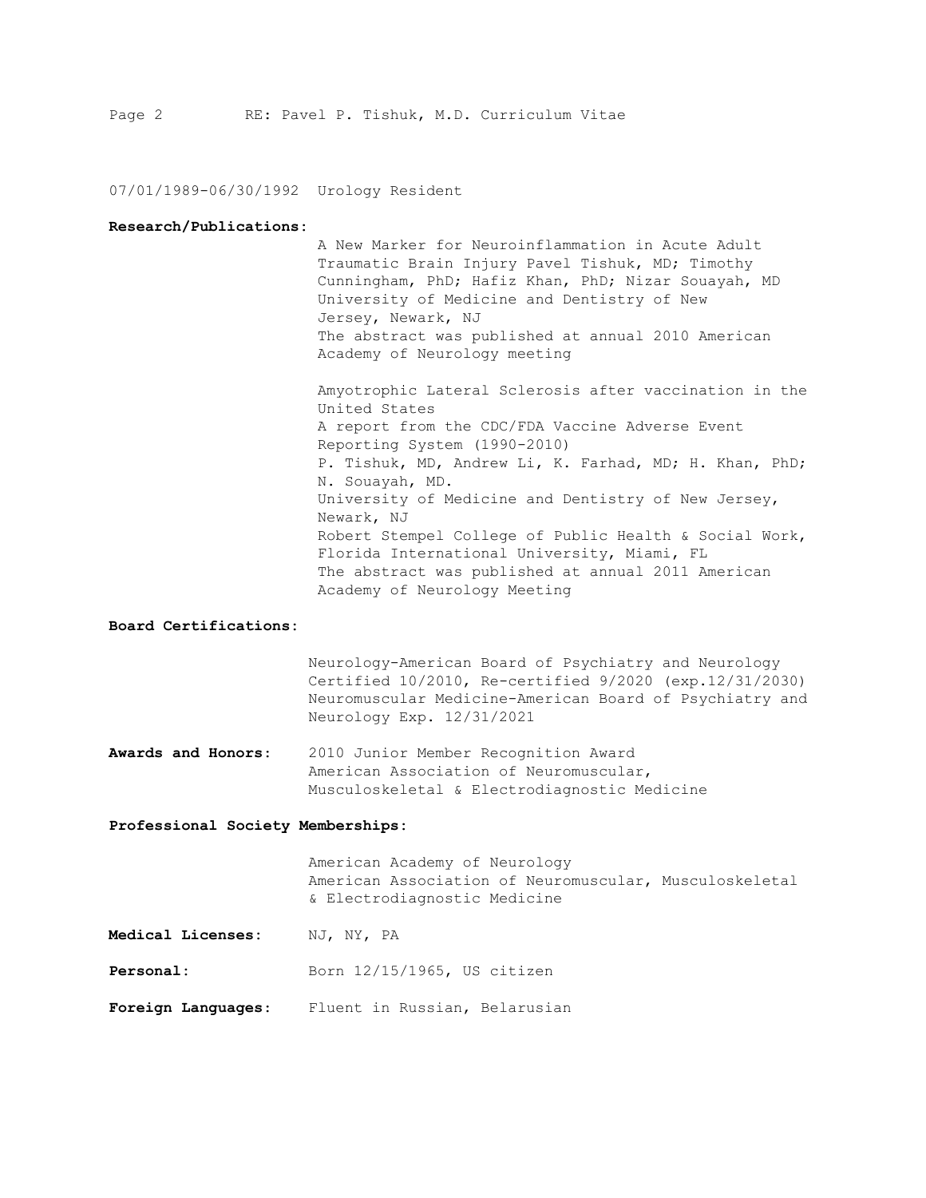07/01/1989-06/30/1992 Urology Resident

**Research/Publications:**

A New Marker for Neuroinflammation in Acute Adult Traumatic Brain Injury Pavel Tishuk, MD; Timothy Cunningham, PhD; Hafiz Khan, PhD; Nizar Souayah, MD University of Medicine and Dentistry of New Jersey, Newark, NJ
The abstract was published at annual 2010 American Academy of Neurology meeting

Amyotrophic Lateral Sclerosis after vaccination in the United States
A report from the CDC/FDA Vaccine Adverse Event Reporting System (1990-2010)
P. Tishuk, MD, Andrew Li, K. Farhad, MD; H. Khan, PhD; N. Souayah, MD.
University of Medicine and Dentistry of New Jersey, Newark, NJ
Robert Stempel College of Public Health & Social Work, Florida International University, Miami, FL
The abstract was published at annual 2011 American Academy of Neurology Meeting

**Board Certifications:**

Neurology-American Board of Psychiatry and Neurology Certified 10/2010, Re-certified 9/2020 (exp.12/31/2030)
Neuromuscular Medicine-American Board of Psychiatry and Neurology Exp. 12/31/2021

**Awards and Honors:** 2010 Junior Member Recognition Award
American Association of Neuromuscular, Musculoskeletal & Electrodiagnostic Medicine

**Professional Society Memberships:**

American Academy of Neurology
American Association of Neuromuscular, Musculoskeletal & Electrodiagnostic Medicine

**Medical Licenses:** NJ, NY, PA

**Personal:** Born 12/15/1965, US citizen

**Foreign Languages:** Fluent in Russian, Belarusian